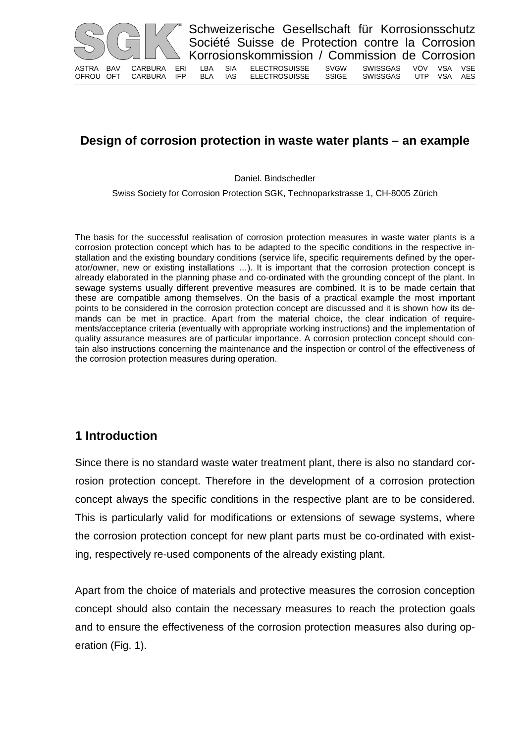# Design of corrosion protection in waste water plants – an example

Daniel. Bindschedler

Swiss Society for Corrosion Protection SGK, Technoparkstrasse 1, CH-8005 Zürich

The basis for the successful realisation of corrosion protection measures in waste water plants is a corrosion protection concept which has to be adapted to the specific conditions in the respective installation and the existing boundary conditions (service life, specific requirements defined by the operator/owner, new or existing installations …). It is important that the corrosion protection concept is already elaborated in the planning phase and co-ordinated with the grounding concept of the plant. In sewage systems usually different preventive measures are combined. It is to be made certain that these are compatible among themselves. On the basis of a practical example the most important points to be considered in the corrosion protection concept are discussed and it is shown how its demands can be met in practice. Apart from the material choice, the clear indication of requirements/acceptance criteria (eventually with appropriate working instructions) and the implementation of quality assurance measures are of particular importance. A corrosion protection concept should contain also instructions concerning the maintenance and the inspection or control of the effectiveness of the corrosion protection measures during operation.

## 1 Introduction

Since there is no standard waste water treatment plant, there is also no standard corrosion protection concept. Therefore in the development of a corrosion protection concept always the specific conditions in the respective plant are to be considered. This is particularly valid for modifications or extensions of sewage systems, where the corrosion protection concept for new plant parts must be co-ordinated with existing, respectively re-used components of the already existing plant.

Apart from the choice of materials and protective measures the corrosion conception concept should also contain the necessary measures to reach the protection goals and to ensure the effectiveness of the corrosion protection measures also during operation (Fig. 1).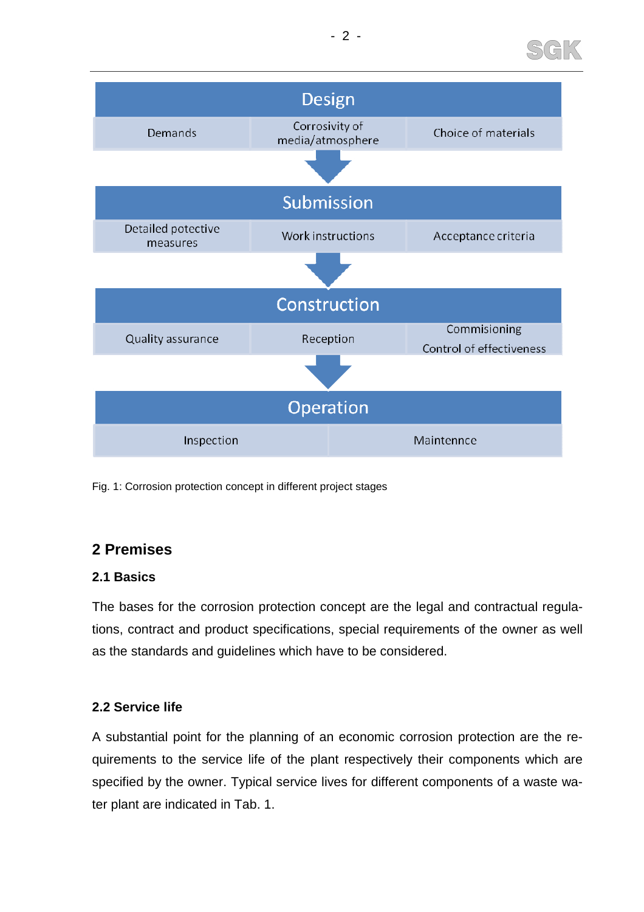| Design | | |
|---|---|---|
| Demands | Corrosivity of media/atmosphere | Choice of materials |

| Submission | | |
|---|---|---|
| Detailed potective measures | Work instructions | Acceptance criteria |

| Construction | | |
|---|---|---|
| Quality assurance | Reception | Commisioning Control of effectiveness |

| Operation | |
|---|---|
| Inspection | Maintennce |

Fig. 1: Corrosion protection concept in different project stages

## 2 Premises

### 2.1 Basics

The bases for the corrosion protection concept are the legal and contractual regulations, contract and product specifications, special requirements of the owner as well as the standards and guidelines which have to be considered.

### 2.2 Service life

A substantial point for the planning of an economic corrosion protection are the requirements to the service life of the plant respectively their components which are specified by the owner. Typical service lives for different components of a waste water plant are indicated in Tab. 1.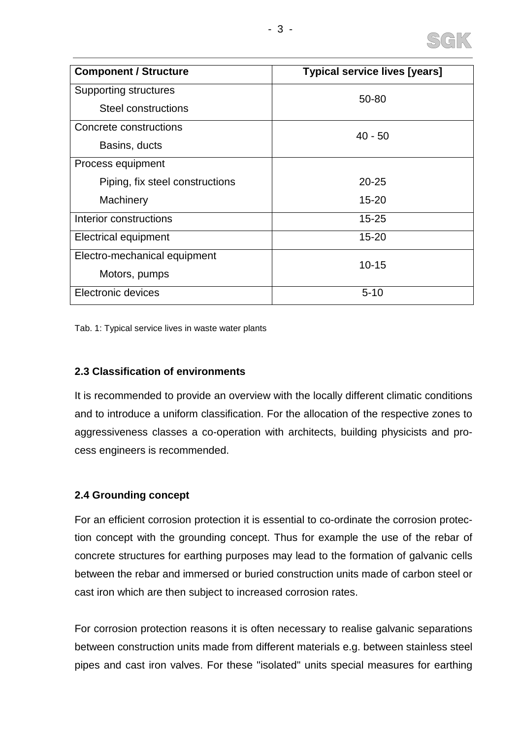| Component / Structure | Typical service lives [years] |
|---|---|
| Supporting structures<br>Steel constructions | 50-80 |
| Concrete constructions<br>Basins, ducts | 40 - 50 |
| Process equipment | |
| Piping, fix steel constructions | 20-25 |
| Machinery | 15-20 |
| Interior constructions | 15-25 |
| Electrical equipment | 15-20 |
| Electro-mechanical equipment<br>Motors, pumps | 10-15 |
| Electronic devices | 5-10 |

Tab. 1: Typical service lives in waste water plants

### 2.3 Classification of environments

It is recommended to provide an overview with the locally different climatic conditions and to introduce a uniform classification. For the allocation of the respective zones to aggressiveness classes a co-operation with architects, building physicists and process engineers is recommended.

### 2.4 Grounding concept

For an efficient corrosion protection it is essential to co-ordinate the corrosion protection concept with the grounding concept. Thus for example the use of the rebar of concrete structures for earthing purposes may lead to the formation of galvanic cells between the rebar and immersed or buried construction units made of carbon steel or cast iron which are then subject to increased corrosion rates.

For corrosion protection reasons it is often necessary to realise galvanic separations between construction units made from different materials e.g. between stainless steel pipes and cast iron valves. For these "isolated" units special measures for earthing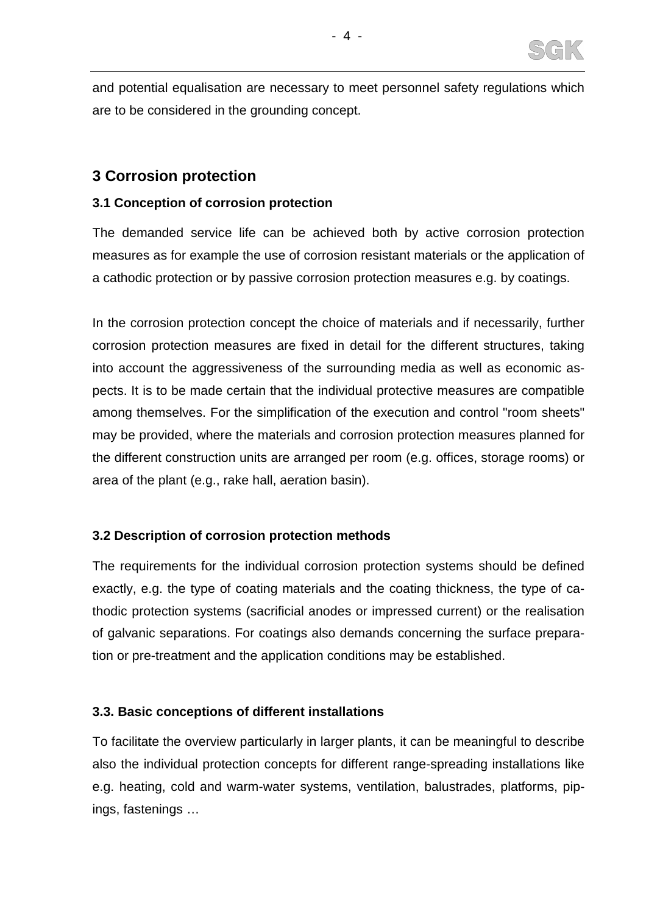and potential equalisation are necessary to meet personnel safety regulations which are to be considered in the grounding concept.

## 3 Corrosion protection

### 3.1 Conception of corrosion protection

The demanded service life can be achieved both by active corrosion protection measures as for example the use of corrosion resistant materials or the application of a cathodic protection or by passive corrosion protection measures e.g. by coatings.

In the corrosion protection concept the choice of materials and if necessarily, further corrosion protection measures are fixed in detail for the different structures, taking into account the aggressiveness of the surrounding media as well as economic aspects. It is to be made certain that the individual protective measures are compatible among themselves. For the simplification of the execution and control "room sheets" may be provided, where the materials and corrosion protection measures planned for the different construction units are arranged per room (e.g. offices, storage rooms) or area of the plant (e.g., rake hall, aeration basin).

### 3.2 Description of corrosion protection methods

The requirements for the individual corrosion protection systems should be defined exactly, e.g. the type of coating materials and the coating thickness, the type of cathodic protection systems (sacrificial anodes or impressed current) or the realisation of galvanic separations. For coatings also demands concerning the surface preparation or pre-treatment and the application conditions may be established.

### 3.3. Basic conceptions of different installations

To facilitate the overview particularly in larger plants, it can be meaningful to describe also the individual protection concepts for different range-spreading installations like e.g. heating, cold and warm-water systems, ventilation, balustrades, platforms, pipings, fastenings …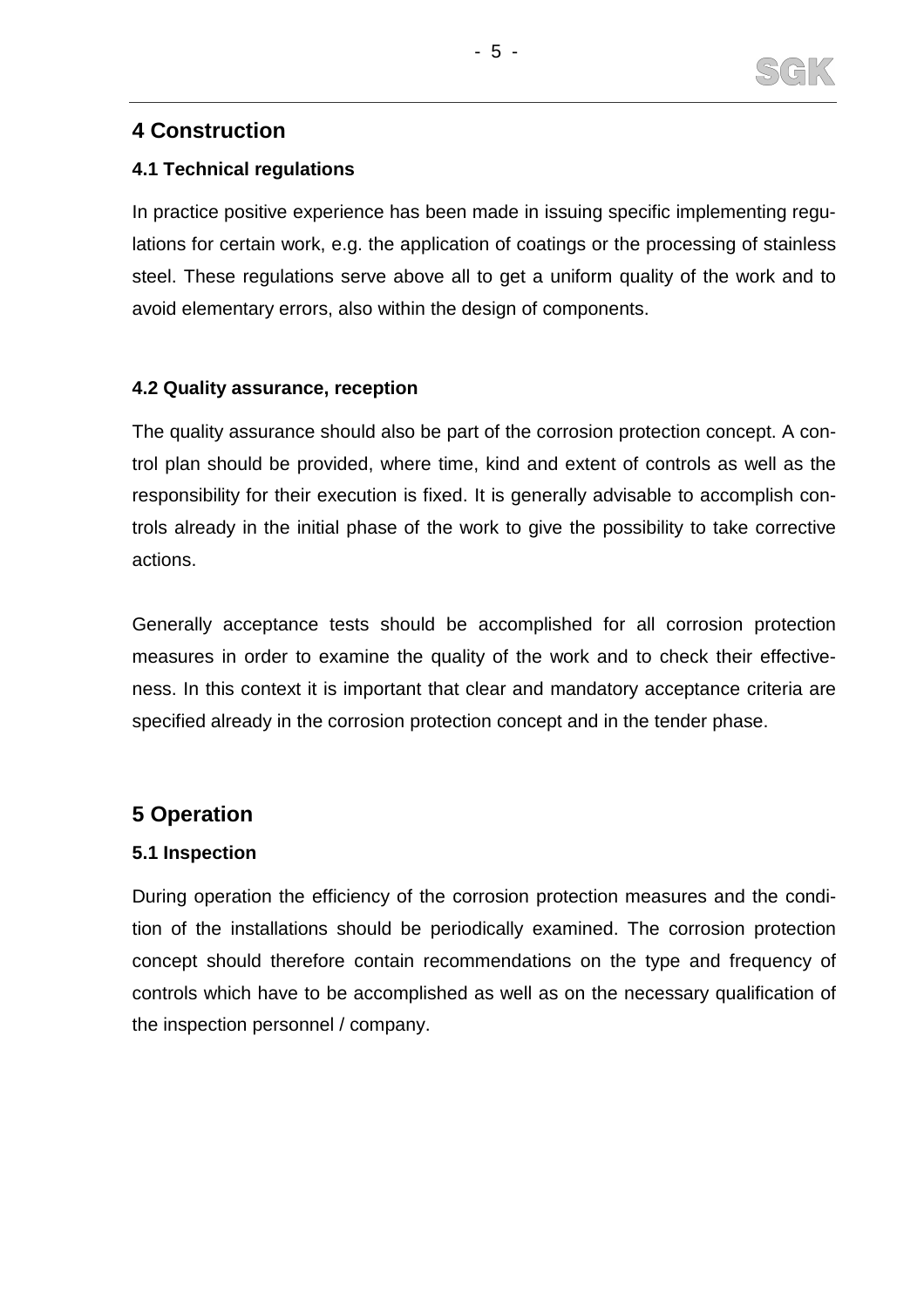# 4 Construction

## 4.1 Technical regulations

In practice positive experience has been made in issuing specific implementing regulations for certain work, e.g. the application of coatings or the processing of stainless steel. These regulations serve above all to get a uniform quality of the work and to avoid elementary errors, also within the design of components.

## 4.2 Quality assurance, reception

The quality assurance should also be part of the corrosion protection concept. A control plan should be provided, where time, kind and extent of controls as well as the responsibility for their execution is fixed. It is generally advisable to accomplish controls already in the initial phase of the work to give the possibility to take corrective actions.

Generally acceptance tests should be accomplished for all corrosion protection measures in order to examine the quality of the work and to check their effectiveness. In this context it is important that clear and mandatory acceptance criteria are specified already in the corrosion protection concept and in the tender phase.

# 5 Operation

## 5.1 Inspection

During operation the efficiency of the corrosion protection measures and the condition of the installations should be periodically examined. The corrosion protection concept should therefore contain recommendations on the type and frequency of controls which have to be accomplished as well as on the necessary qualification of the inspection personnel / company.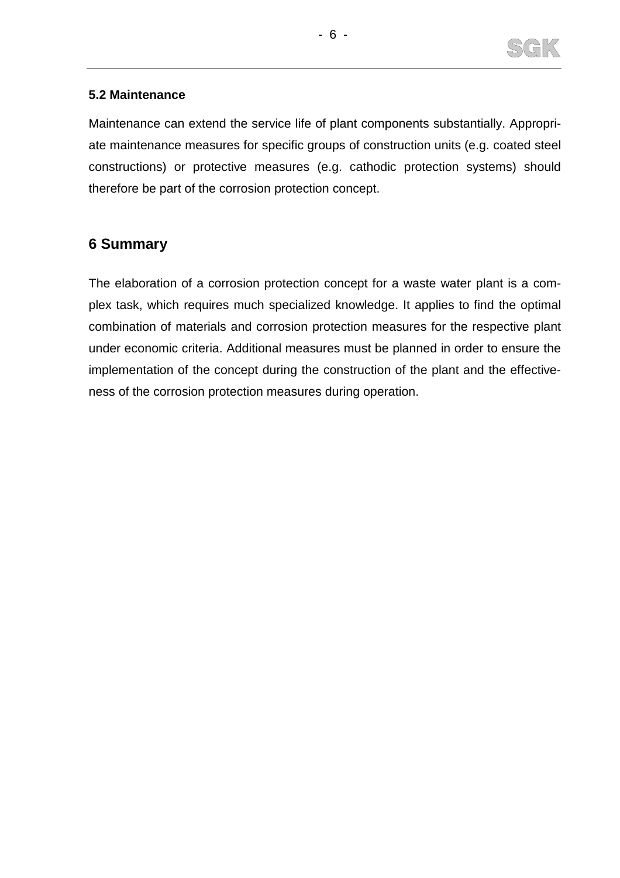### 5.2 Maintenance

Maintenance can extend the service life of plant components substantially. Appropriate maintenance measures for specific groups of construction units (e.g. coated steel constructions) or protective measures (e.g. cathodic protection systems) should therefore be part of the corrosion protection concept.

## 6 Summary

The elaboration of a corrosion protection concept for a waste water plant is a complex task, which requires much specialized knowledge. It applies to find the optimal combination of materials and corrosion protection measures for the respective plant under economic criteria. Additional measures must be planned in order to ensure the implementation of the concept during the construction of the plant and the effectiveness of the corrosion protection measures during operation.